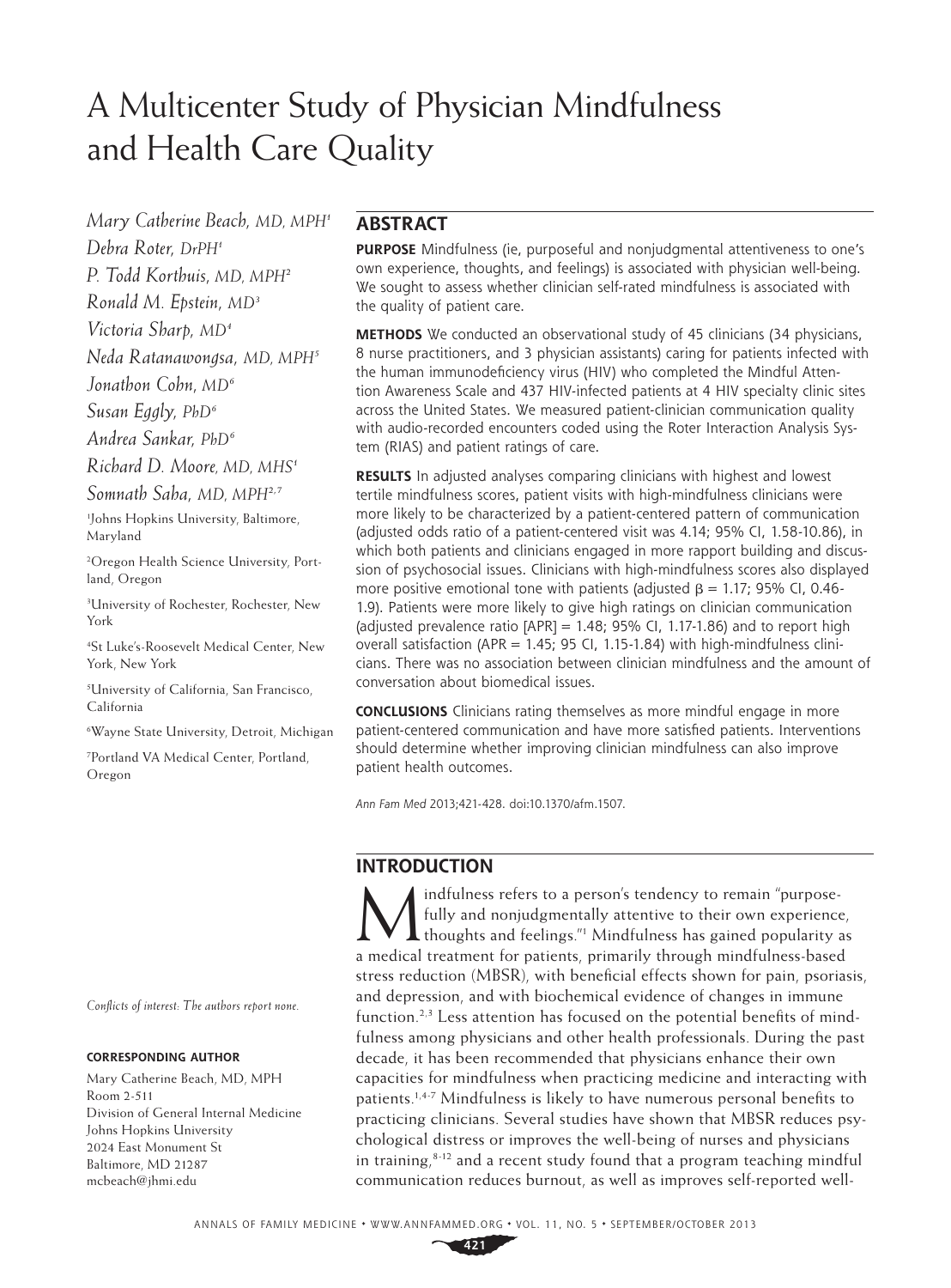# A Multicenter Study of Physician Mindfulness and Health Care Quality

*Mary Catherine Beach, MD, MPH*[1]
*Debra Roter, DrPH*[1]
*P. Todd Korthuis, MD, MPH*[2]
*Ronald M. Epstein, MD*[3]
*Victoria Sharp, MD*[4]
*Neda Ratanawongsa, MD, MPH*[5]
*Jonathon Cohn, MD*[6]
*Susan Eggly, PhD*[6]
*Andrea Sankar, PhD*[6]
*Richard D. Moore, MD, MHS*[1]
*Somnath Saha, MD, MPH*[2,7]

[1]Johns Hopkins University, Baltimore, Maryland

[2]Oregon Health Science University, Portland, Oregon

[3]University of Rochester, Rochester, New York

[4]St Luke's-Roosevelt Medical Center, New York, New York

[5]University of California, San Francisco, California

[6]Wayne State University, Detroit, Michigan

[7]Portland VA Medical Center, Portland, Oregon

*Conflicts of interest: The authors report none.*

**CORRESPONDING AUTHOR**

Mary Catherine Beach, MD, MPH
Room 2-511
Division of General Internal Medicine
Johns Hopkins University
2024 East Monument St
Baltimore, MD 21287
mcbeach@jhmi.edu

## ABSTRACT

**PURPOSE** Mindfulness (ie, purposeful and nonjudgmental attentiveness to one's own experience, thoughts, and feelings) is associated with physician well-being. We sought to assess whether clinician self-rated mindfulness is associated with the quality of patient care.

**METHODS** We conducted an observational study of 45 clinicians (34 physicians, 8 nurse practitioners, and 3 physician assistants) caring for patients infected with the human immunodeficiency virus (HIV) who completed the Mindful Attention Awareness Scale and 437 HIV-infected patients at 4 HIV specialty clinic sites across the United States. We measured patient-clinician communication quality with audio-recorded encounters coded using the Roter Interaction Analysis System (RIAS) and patient ratings of care.

**RESULTS** In adjusted analyses comparing clinicians with highest and lowest tertile mindfulness scores, patient visits with high-mindfulness clinicians were more likely to be characterized by a patient-centered pattern of communication (adjusted odds ratio of a patient-centered visit was 4.14; 95% CI, 1.58-10.86), in which both patients and clinicians engaged in more rapport building and discussion of psychosocial issues. Clinicians with high-mindfulness scores also displayed more positive emotional tone with patients (adjusted $\beta$ = 1.17; 95% CI, 0.46-1.9). Patients were more likely to give high ratings on clinician communication (adjusted prevalence ratio [APR] = 1.48; 95% CI, 1.17-1.86) and to report high overall satisfaction (APR = 1.45; 95 CI, 1.15-1.84) with high-mindfulness clinicians. There was no association between clinician mindfulness and the amount of conversation about biomedical issues.

**CONCLUSIONS** Clinicians rating themselves as more mindful engage in more patient-centered communication and have more satisfied patients. Interventions should determine whether improving clinician mindfulness can also improve patient health outcomes.

*Ann Fam Med* 2013;421-428. doi:10.1370/afm.1507.

## INTRODUCTION

Mindfulness refers to a person's tendency to remain "purposefully and nonjudgmentally attentive to their own experience, thoughts and feelings."[1] Mindfulness has gained popularity as a medical treatment for patients, primarily through mindfulness-based stress reduction (MBSR), with beneficial effects shown for pain, psoriasis, and depression, and with biochemical evidence of changes in immune function.[2,3] Less attention has focused on the potential benefits of mindfulness among physicians and other health professionals. During the past decade, it has been recommended that physicians enhance their own capacities for mindfulness when practicing medicine and interacting with patients.[1,4-7] Mindfulness is likely to have numerous personal benefits to practicing clinicians. Several studies have shown that MBSR reduces psychological distress or improves the well-being of nurses and physicians in training,[8-12] and a recent study found that a program teaching mindful communication reduces burnout, as well as improves self-reported well-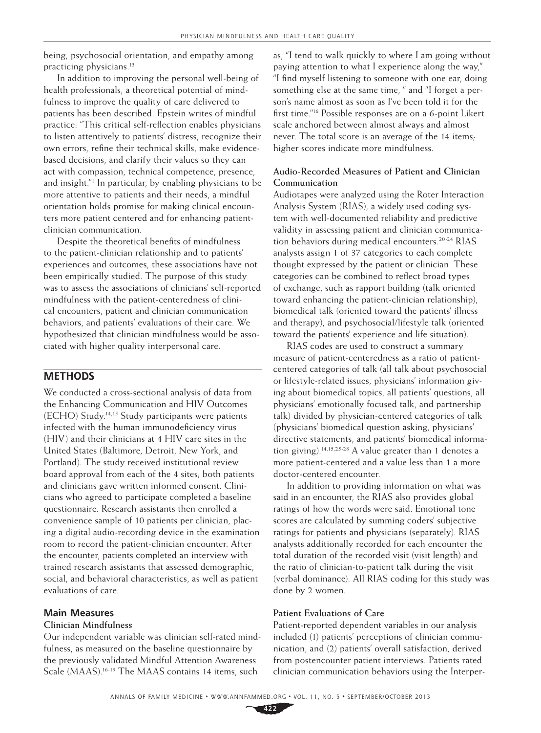being, psychosocial orientation, and empathy among practicing physicians.[13]

In addition to improving the personal well-being of health professionals, a theoretical potential of mindfulness to improve the quality of care delivered to patients has been described. Epstein writes of mindful practice: "This critical self-reflection enables physicians to listen attentively to patients' distress, recognize their own errors, refine their technical skills, make evidence-based decisions, and clarify their values so they can act with compassion, technical competence, presence, and insight."[1] In particular, by enabling physicians to be more attentive to patients and their needs, a mindful orientation holds promise for making clinical encounters more patient centered and for enhancing patient-clinician communication.

Despite the theoretical benefits of mindfulness to the patient-clinician relationship and to patients' experiences and outcomes, these associations have not been empirically studied. The purpose of this study was to assess the associations of clinicians' self-reported mindfulness with the patient-centeredness of clinical encounters, patient and clinician communication behaviors, and patients' evaluations of their care. We hypothesized that clinician mindfulness would be associated with higher quality interpersonal care.

## METHODS

We conducted a cross-sectional analysis of data from the Enhancing Communication and HIV Outcomes (ECHO) Study.[14,15] Study participants were patients infected with the human immunodeficiency virus (HIV) and their clinicians at 4 HIV care sites in the United States (Baltimore, Detroit, New York, and Portland). The study received institutional review board approval from each of the 4 sites; both patients and clinicians gave written informed consent. Clinicians who agreed to participate completed a baseline questionnaire. Research assistants then enrolled a convenience sample of 10 patients per clinician, placing a digital audio-recording device in the examination room to record the patient-clinician encounter. After the encounter, patients completed an interview with trained research assistants that assessed demographic, social, and behavioral characteristics, as well as patient evaluations of care.

### Main Measures

#### Clinician Mindfulness

Our independent variable was clinician self-rated mindfulness, as measured on the baseline questionnaire by the previously validated Mindful Attention Awareness Scale (MAAS).[16-19] The MAAS contains 14 items, such as, "I tend to walk quickly to where I am going without paying attention to what I experience along the way," "I find myself listening to someone with one ear, doing something else at the same time, " and "I forget a person's name almost as soon as I've been told it for the first time."[16] Possible responses are on a 6-point Likert scale anchored between almost always and almost never. The total score is an average of the 14 items; higher scores indicate more mindfulness.

#### Audio-Recorded Measures of Patient and Clinician Communication

Audiotapes were analyzed using the Roter Interaction Analysis System (RIAS), a widely used coding system with well-documented reliability and predictive validity in assessing patient and clinician communication behaviors during medical encounters.[20-24] RIAS analysts assign 1 of 37 categories to each complete thought expressed by the patient or clinician. These categories can be combined to reflect broad types of exchange, such as rapport building (talk oriented toward enhancing the patient-clinician relationship), biomedical talk (oriented toward the patients' illness and therapy), and psychosocial/lifestyle talk (oriented toward the patients' experience and life situation).

RIAS codes are used to construct a summary measure of patient-centeredness as a ratio of patient-centered categories of talk (all talk about psychosocial or lifestyle-related issues, physicians' information giving about biomedical topics, all patients' questions, all physicians' emotionally focused talk, and partnership talk) divided by physician-centered categories of talk (physicians' biomedical question asking, physicians' directive statements, and patients' biomedical information giving).[14,15,25-28] A value greater than 1 denotes a more patient-centered and a value less than 1 a more doctor-centered encounter.

In addition to providing information on what was said in an encounter, the RIAS also provides global ratings of how the words were said. Emotional tone scores are calculated by summing coders' subjective ratings for patients and physicians (separately). RIAS analysts additionally recorded for each encounter the total duration of the recorded visit (visit length) and the ratio of clinician-to-patient talk during the visit (verbal dominance). All RIAS coding for this study was done by 2 women.

#### Patient Evaluations of Care

Patient-reported dependent variables in our analysis included (1) patients' perceptions of clinician communication, and (2) patients' overall satisfaction, derived from postencounter patient interviews. Patients rated clinician communication behaviors using the Interper-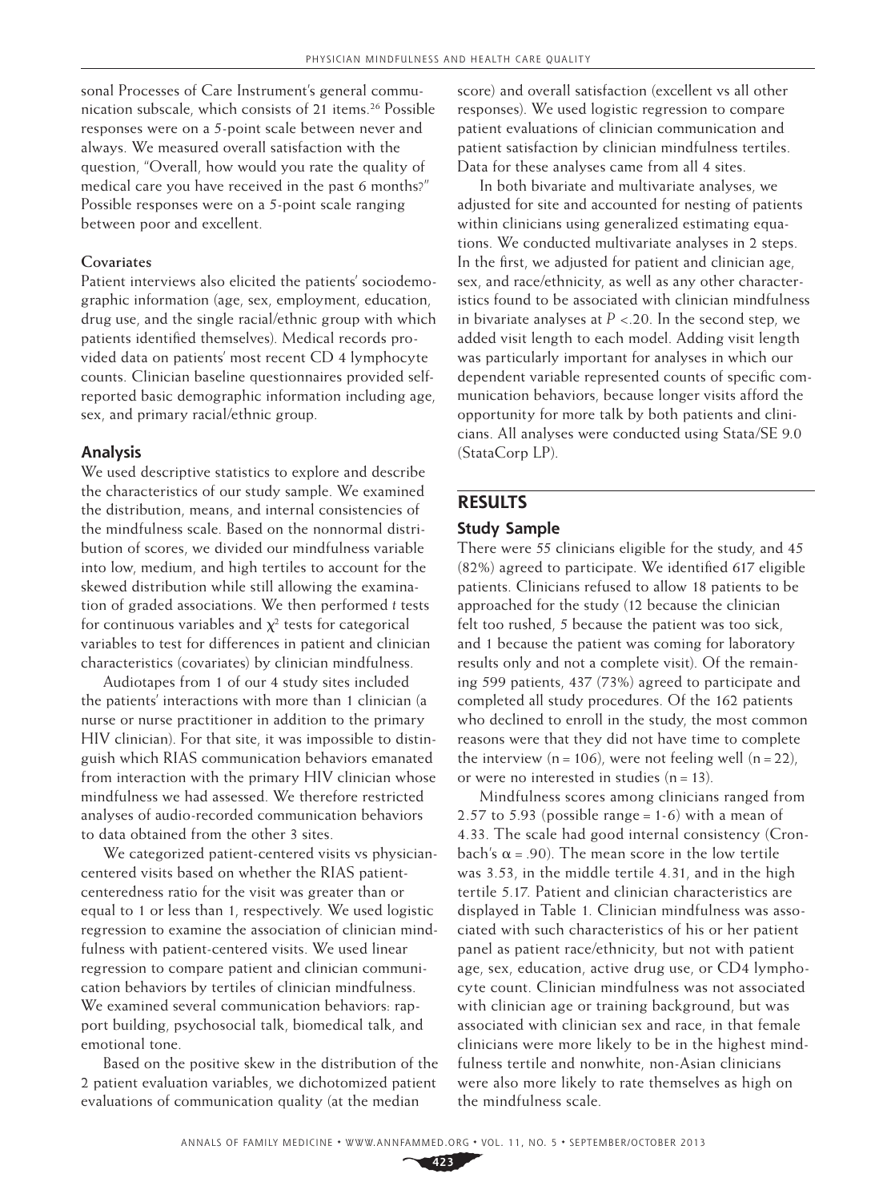sonal Processes of Care Instrument's general communication subscale, which consists of 21 items.[26] Possible responses were on a 5-point scale between never and always. We measured overall satisfaction with the question, "Overall, how would you rate the quality of medical care you have received in the past 6 months?" Possible responses were on a 5-point scale ranging between poor and excellent.

**Covariates**

Patient interviews also elicited the patients' sociodemographic information (age, sex, employment, education, drug use, and the single racial/ethnic group with which patients identified themselves). Medical records provided data on patients' most recent CD 4 lymphocyte counts. Clinician baseline questionnaires provided self-reported basic demographic information including age, sex, and primary racial/ethnic group.

### Analysis

We used descriptive statistics to explore and describe the characteristics of our study sample. We examined the distribution, means, and internal consistencies of the mindfulness scale. Based on the nonnormal distribution of scores, we divided our mindfulness variable into low, medium, and high tertiles to account for the skewed distribution while still allowing the examination of graded associations. We then performed *t* tests for continuous variables and $\chi^2$ tests for categorical variables to test for differences in patient and clinician characteristics (covariates) by clinician mindfulness.

Audiotapes from 1 of our 4 study sites included the patients' interactions with more than 1 clinician (a nurse or nurse practitioner in addition to the primary HIV clinician). For that site, it was impossible to distinguish which RIAS communication behaviors emanated from interaction with the primary HIV clinician whose mindfulness we had assessed. We therefore restricted analyses of audio-recorded communication behaviors to data obtained from the other 3 sites.

We categorized patient-centered visits vs physician-centered visits based on whether the RIAS patient-centeredness ratio for the visit was greater than or equal to 1 or less than 1, respectively. We used logistic regression to examine the association of clinician mindfulness with patient-centered visits. We used linear regression to compare patient and clinician communication behaviors by tertiles of clinician mindfulness. We examined several communication behaviors: rapport building, psychosocial talk, biomedical talk, and emotional tone.

Based on the positive skew in the distribution of the 2 patient evaluation variables, we dichotomized patient evaluations of communication quality (at the median score) and overall satisfaction (excellent vs all other responses). We used logistic regression to compare patient evaluations of clinician communication and patient satisfaction by clinician mindfulness tertiles. Data for these analyses came from all 4 sites.

In both bivariate and multivariate analyses, we adjusted for site and accounted for nesting of patients within clinicians using generalized estimating equations. We conducted multivariate analyses in 2 steps. In the first, we adjusted for patient and clinician age, sex, and race/ethnicity, as well as any other characteristics found to be associated with clinician mindfulness in bivariate analyses at $P < .20$. In the second step, we added visit length to each model. Adding visit length was particularly important for analyses in which our dependent variable represented counts of specific communication behaviors, because longer visits afford the opportunity for more talk by both patients and clinicians. All analyses were conducted using Stata/SE 9.0 (StataCorp LP).

## RESULTS

### Study Sample

There were 55 clinicians eligible for the study, and 45 (82%) agreed to participate. We identified 617 eligible patients. Clinicians refused to allow 18 patients to be approached for the study (12 because the clinician felt too rushed, 5 because the patient was too sick, and 1 because the patient was coming for laboratory results only and not a complete visit). Of the remaining 599 patients, 437 (73%) agreed to participate and completed all study procedures. Of the 162 patients who declined to enroll in the study, the most common reasons were that they did not have time to complete the interview (n = 106), were not feeling well (n = 22), or were no interested in studies (n = 13).

Mindfulness scores among clinicians ranged from 2.57 to 5.93 (possible range = 1-6) with a mean of 4.33. The scale had good internal consistency (Cronbach's $\alpha = .90$). The mean score in the low tertile was 3.53, in the middle tertile 4.31, and in the high tertile 5.17. Patient and clinician characteristics are displayed in Table 1. Clinician mindfulness was associated with such characteristics of his or her patient panel as patient race/ethnicity, but not with patient age, sex, education, active drug use, or CD4 lymphocyte count. Clinician mindfulness was not associated with clinician age or training background, but was associated with clinician sex and race, in that female clinicians were more likely to be in the highest mindfulness tertile and nonwhite, non-Asian clinicians were also more likely to rate themselves as high on the mindfulness scale.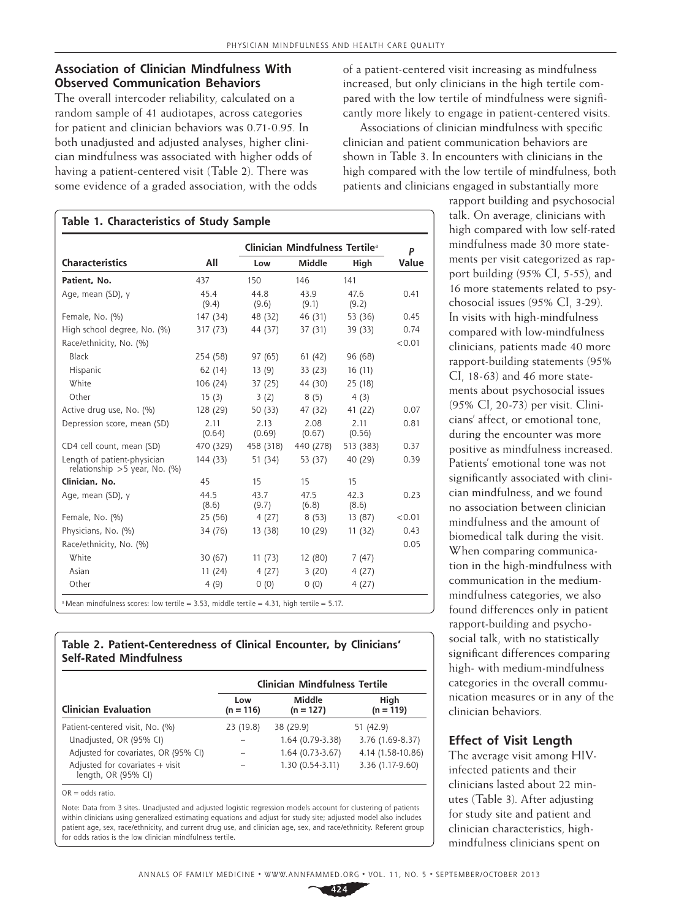### Association of Clinician Mindfulness With Observed Communication Behaviors

The overall intercoder reliability, calculated on a random sample of 41 audiotapes, across categories for patient and clinician behaviors was 0.71-0.95. In both unadjusted and adjusted analyses, higher clinician mindfulness was associated with higher odds of having a patient-centered visit (Table 2). There was some evidence of a graded association, with the odds of a patient-centered visit increasing as mindfulness increased, but only clinicians in the high tertile compared with the low tertile of mindfulness were significantly more likely to engage in patient-centered visits.

Associations of clinician mindfulness with specific clinician and patient communication behaviors are shown in Table 3. In encounters with clinicians in the high compared with the low tertile of mindfulness, both patients and clinicians engaged in substantially more rapport building and psychosocial talk. On average, clinicians with high compared with low self-rated mindfulness made 30 more statements per visit categorized as rapport building (95% CI, 5-55), and 16 more statements related to psychosocial issues (95% CI, 3-29). In visits with high-mindfulness compared with low-mindfulness clinicians, patients made 40 more rapport-building statements (95% CI, 18-63) and 46 more statements about psychosocial issues (95% CI, 20-73) per visit. Clinicians' affect, or emotional tone, during the encounter was more positive as mindfulness increased. Patients' emotional tone was not significantly associated with clinician mindfulness, and we found no association between clinician mindfulness and the amount of biomedical talk during the visit. When comparing communication in the high-mindfulness with communication in the medium-mindfulness categories, we also found differences only in patient rapport-building and psychosocial talk, with no statistically significant differences comparing high- with medium-mindfulness categories in the overall communication measures or in any of the clinician behaviors.

**Table 1. Characteristics of Study Sample**

| Characteristics | All | Clinician Mindfulness Tertile[a] Low | Middle | High | P Value |
|---|---|---|---|---|---|
| **Patient, No.** | 437 | 150 | 146 | 141 | |
| Age, mean (SD), y | 45.4 (9.4) | 44.8 (9.6) | 43.9 (9.1) | 47.6 (9.2) | 0.41 |
| Female, No. (%) | 147 (34) | 48 (32) | 46 (31) | 53 (36) | 0.45 |
| High school degree, No. (%) | 317 (73) | 44 (37) | 37 (31) | 39 (33) | 0.74 |
| Race/ethnicity, No. (%) | | | | | <0.01 |
| Black | 254 (58) | 97 (65) | 61 (42) | 96 (68) | |
| Hispanic | 62 (14) | 13 (9) | 33 (23) | 16 (11) | |
| White | 106 (24) | 37 (25) | 44 (30) | 25 (18) | |
| Other | 15 (3) | 3 (2) | 8 (5) | 4 (3) | |
| Active drug use, No. (%) | 128 (29) | 50 (33) | 47 (32) | 41 (22) | 0.07 |
| Depression score, mean (SD) | 2.11 (0.64) | 2.13 (0.69) | 2.08 (0.67) | 2.11 (0.56) | 0.81 |
| CD4 cell count, mean (SD) | 470 (329) | 458 (318) | 440 (278) | 513 (383) | 0.37 |
| Length of patient-physician relationship >5 year, No. (%) | 144 (33) | 51 (34) | 53 (37) | 40 (29) | 0.39 |
| **Clinician, No.** | 45 | 15 | 15 | 15 | |
| Age, mean (SD), y | 44.5 (8.6) | 43.7 (9.7) | 47.5 (6.8) | 42.3 (8.6) | 0.23 |
| Female, No. (%) | 25 (56) | 4 (27) | 8 (53) | 13 (87) | <0.01 |
| Physicians, No. (%) | 34 (76) | 13 (38) | 10 (29) | 11 (32) | 0.43 |
| Race/ethnicity, No. (%) | | | | | 0.05 |
| White | 30 (67) | 11 (73) | 12 (80) | 7 (47) | |
| Asian | 11 (24) | 4 (27) | 3 (20) | 4 (27) | |
| Other | 4 (9) | 0 (0) | 0 (0) | 4 (27) | |

[a] Mean mindfulness scores: low tertile = 3.53, middle tertile = 4.31, high tertile = 5.17.

**Table 2. Patient-Centeredness of Clinical Encounter, by Clinicians' Self-Rated Mindfulness**

| | Clinician Mindfulness Tertile | | |
|---|---|---|---|
| **Clinician Evaluation** | **Low (n = 116)** | **Middle (n = 127)** | **High (n = 119)** |
| Patient-centered visit, No. (%) | 23 (19.8) | 38 (29.9) | 51 (42.9) |
| Unadjusted, OR (95% CI) | – | 1.64 (0.79-3.38) | 3.76 (1.69-8.37) |
| Adjusted for covariates, OR (95% CI) | – | 1.64 (0.73-3.67) | 4.14 (1.58-10.86) |
| Adjusted for covariates + visit length, OR (95% CI) | – | 1.30 (0.54-3.11) | 3.36 (1.17-9.60) |

OR = odds ratio.

Note: Data from 3 sites. Unadjusted and adjusted logistic regression models account for clustering of patients within clinicians using generalized estimating equations and adjust for study site; adjusted model also includes patient age, sex, race/ethnicity, and current drug use, and clinician age, sex, and race/ethnicity. Referent group for odds ratios is the low clinician mindfulness tertile.

## Effect of Visit Length

The average visit among HIV-infected patients and their clinicians lasted about 22 minutes (Table 3). After adjusting for study site and patient and clinician characteristics, high-mindfulness clinicians spent on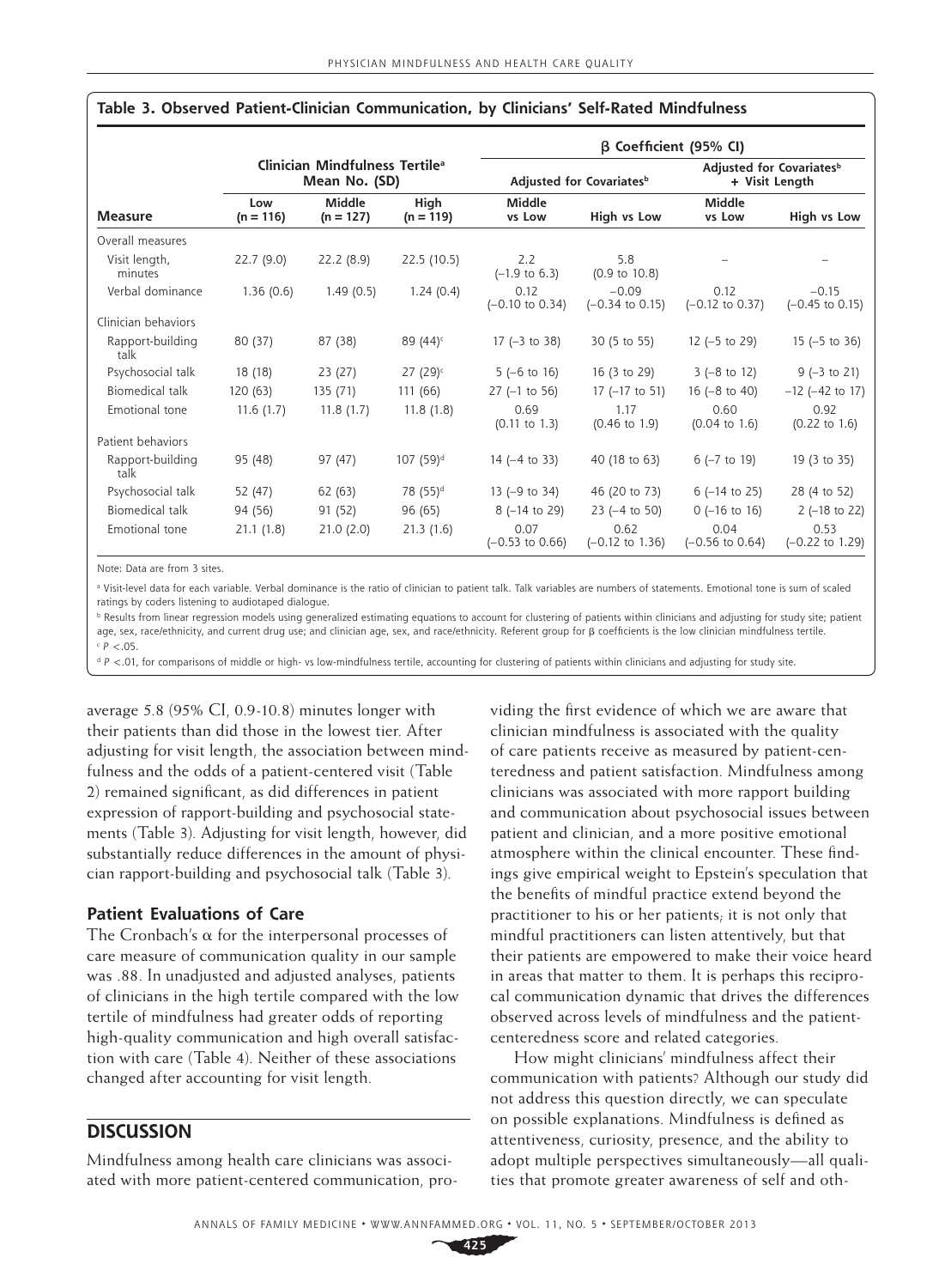**Table 3. Observed Patient-Clinician Communication, by Clinicians' Self-Rated Mindfulness**

| | Clinician Mindfulness Tertile[a] Mean No. (SD) | | | β Coefficient (95% CI) | | | |
|---|---|---|---|---|---|---|---|
| | | | | Adjusted for Covariates[b] | | Adjusted for Covariates[b] + Visit Length | |
| **Measure** | **Low (n = 116)** | **Middle (n = 127)** | **High (n = 119)** | **Middle vs Low** | **High vs Low** | **Middle vs Low** | **High vs Low** |
| Overall measures | | | | | | | |
| Visit length, minutes | 22.7 (9.0) | 22.2 (8.9) | 22.5 (10.5) | 2.2 (–1.9 to 6.3) | 5.8 (0.9 to 10.8) | – | – |
| Verbal dominance | 1.36 (0.6) | 1.49 (0.5) | 1.24 (0.4) | 0.12 (–0.10 to 0.34) | –0.09 (–0.34 to 0.15) | 0.12 (–0.12 to 0.37) | –0.15 (–0.45 to 0.15) |
| Clinician behaviors | | | | | | | |
| Rapport-building talk | 80 (37) | 87 (38) | 89 (44)[c] | 17 (–3 to 38) | 30 (5 to 55) | 12 (–5 to 29) | 15 (–5 to 36) |
| Psychosocial talk | 18 (18) | 23 (27) | 27 (29)[c] | 5 (–6 to 16) | 16 (3 to 29) | 3 (–8 to 12) | 9 (–3 to 21) |
| Biomedical talk | 120 (63) | 135 (71) | 111 (66) | 27 (–1 to 56) | 17 (–17 to 51) | 16 (–8 to 40) | –12 (–42 to 17) |
| Emotional tone | 11.6 (1.7) | 11.8 (1.7) | 11.8 (1.8) | 0.69 (0.11 to 1.3) | 1.17 (0.46 to 1.9) | 0.60 (0.04 to 1.6) | 0.92 (0.22 to 1.6) |
| Patient behaviors | | | | | | | |
| Rapport-building talk | 95 (48) | 97 (47) | 107 (59)[d] | 14 (–4 to 33) | 40 (18 to 63) | 6 (–7 to 19) | 19 (3 to 35) |
| Psychosocial talk | 52 (47) | 62 (63) | 78 (55)[d] | 13 (–9 to 34) | 46 (20 to 73) | 6 (–14 to 25) | 28 (4 to 52) |
| Biomedical talk | 94 (56) | 91 (52) | 96 (65) | 8 (–14 to 29) | 23 (–4 to 50) | 0 (–16 to 16) | 2 (–18 to 22) |
| Emotional tone | 21.1 (1.8) | 21.0 (2.0) | 21.3 (1.6) | 0.07 (–0.53 to 0.66) | 0.62 (–0.12 to 1.36) | 0.04 (–0.56 to 0.64) | 0.53 (–0.22 to 1.29) |

Note: Data are from 3 sites.

[a] Visit-level data for each variable. Verbal dominance is the ratio of clinician to patient talk. Talk variables are numbers of statements. Emotional tone is sum of scaled ratings by coders listening to audiotaped dialogue.

[b] Results from linear regression models using generalized estimating equations to account for clustering of patients within clinicians and adjusting for study site; patient age, sex, race/ethnicity, and current drug use; and clinician age, sex, and race/ethnicity. Referent group for β coefficients is the low clinician mindfulness tertile.

[c] $P < .05$.

[d] $P < .01$, for comparisons of middle or high- vs low-mindfulness tertile, accounting for clustering of patients within clinicians and adjusting for study site.

average 5.8 (95% CI, 0.9-10.8) minutes longer with their patients than did those in the lowest tier. After adjusting for visit length, the association between mindfulness and the odds of a patient-centered visit (Table 2) remained significant, as did differences in patient expression of rapport-building and psychosocial statements (Table 3). Adjusting for visit length, however, did substantially reduce differences in the amount of physician rapport-building and psychosocial talk (Table 3).

### Patient Evaluations of Care

The Cronbach's α for the interpersonal processes of care measure of communication quality in our sample was .88. In unadjusted and adjusted analyses, patients of clinicians in the high tertile compared with the low tertile of mindfulness had greater odds of reporting high-quality communication and high overall satisfaction with care (Table 4). Neither of these associations changed after accounting for visit length.

## DISCUSSION

Mindfulness among health care clinicians was associated with more patient-centered communication, providing the first evidence of which we are aware that clinician mindfulness is associated with the quality of care patients receive as measured by patient-centeredness and patient satisfaction. Mindfulness among clinicians was associated with more rapport building and communication about psychosocial issues between patient and clinician, and a more positive emotional atmosphere within the clinical encounter. These findings give empirical weight to Epstein's speculation that the benefits of mindful practice extend beyond the practitioner to his or her patients; it is not only that mindful practitioners can listen attentively, but that their patients are empowered to make their voice heard in areas that matter to them. It is perhaps this reciprocal communication dynamic that drives the differences observed across levels of mindfulness and the patient-centeredness score and related categories.

How might clinicians' mindfulness affect their communication with patients? Although our study did not address this question directly, we can speculate on possible explanations. Mindfulness is defined as attentiveness, curiosity, presence, and the ability to adopt multiple perspectives simultaneously—all qualities that promote greater awareness of self and oth-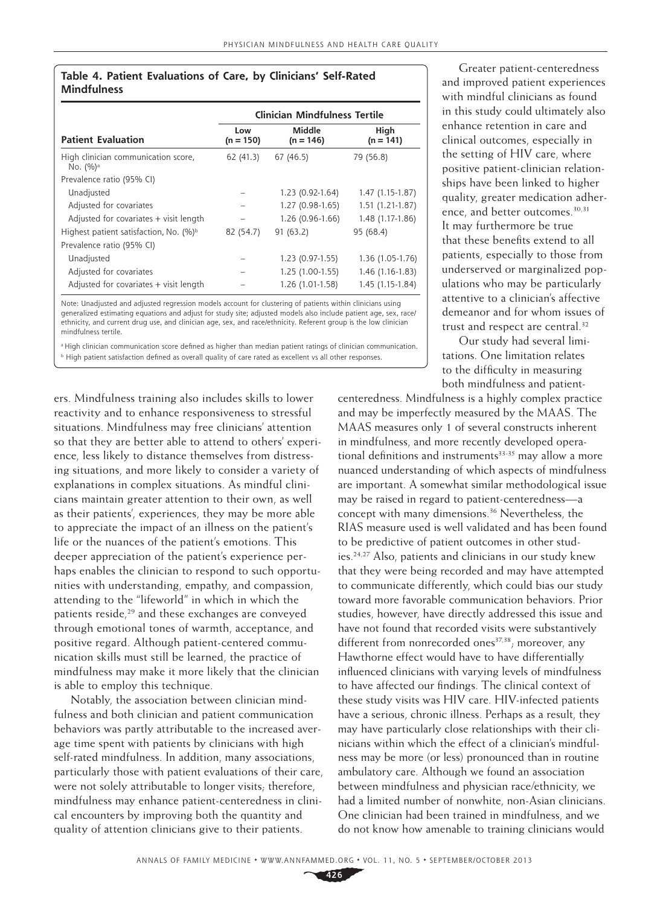**Table 4. Patient Evaluations of Care, by Clinicians' Self-Rated Mindfulness**

| Patient Evaluation | Clinician Mindfulness Tertile | | |
|---|---|---|---|
| | Low (n = 150) | Middle (n = 146) | High (n = 141) |
| High clinician communication score, No. (%)[a] | 62 (41.3) | 67 (46.5) | 79 (56.8) |
| Prevalence ratio (95% CI) | | | |
| Unadjusted | – | 1.23 (0.92-1.64) | 1.47 (1.15-1.87) |
| Adjusted for covariates | – | 1.27 (0.98-1.65) | 1.51 (1.21-1.87) |
| Adjusted for covariates + visit length | – | 1.26 (0.96-1.66) | 1.48 (1.17-1.86) |
| Highest patient satisfaction, No. (%)[b] | 82 (54.7) | 91 (63.2) | 95 (68.4) |
| Prevalence ratio (95% CI) | | | |
| Unadjusted | – | 1.23 (0.97-1.55) | 1.36 (1.05-1.76) |
| Adjusted for covariates | – | 1.25 (1.00-1.55) | 1.46 (1.16-1.83) |
| Adjusted for covariates + visit length | – | 1.26 (1.01-1.58) | 1.45 (1.15-1.84) |

Note: Unadjusted and adjusted regression models account for clustering of patients within clinicians using generalized estimating equations and adjust for study site; adjusted models also include patient age, sex, race/ethnicity, and current drug use, and clinician age, sex, and race/ethnicity. Referent group is the low clinician mindfulness tertile.

[a] High clinician communication score defined as higher than median patient ratings of clinician communication.

[b] High patient satisfaction defined as overall quality of care rated as excellent vs all other responses.

ers. Mindfulness training also includes skills to lower reactivity and to enhance responsiveness to stressful situations. Mindfulness may free clinicians' attention so that they are better able to attend to others' experience, less likely to distance themselves from distressing situations, and more likely to consider a variety of explanations in complex situations. As mindful clinicians maintain greater attention to their own, as well as their patients', experiences, they may be more able to appreciate the impact of an illness on the patient's life or the nuances of the patient's emotions. This deeper appreciation of the patient's experience perhaps enables the clinician to respond to such opportunities with understanding, empathy, and compassion, attending to the "lifeworld" in which in which the patients reside,[29] and these exchanges are conveyed through emotional tones of warmth, acceptance, and positive regard. Although patient-centered communication skills must still be learned, the practice of mindfulness may make it more likely that the clinician is able to employ this technique.

Notably, the association between clinician mindfulness and both clinician and patient communication behaviors was partly attributable to the increased average time spent with patients by clinicians with high self-rated mindfulness. In addition, many associations, particularly those with patient evaluations of their care, were not solely attributable to longer visits; therefore, mindfulness may enhance patient-centeredness in clinical encounters by improving both the quantity and quality of attention clinicians give to their patients.

Greater patient-centeredness and improved patient experiences with mindful clinicians as found in this study could ultimately also enhance retention in care and clinical outcomes, especially in the setting of HIV care, where positive patient-clinician relationships have been linked to higher quality, greater medication adherence, and better outcomes.[30,31] It may furthermore be true that these benefits extend to all patients, especially to those from underserved or marginalized populations who may be particularly attentive to a clinician's affective demeanor and for whom issues of trust and respect are central.[32]

Our study had several limitations. One limitation relates to the difficulty in measuring both mindfulness and patient-centeredness. Mindfulness is a highly complex practice and may be imperfectly measured by the MAAS. The MAAS measures only 1 of several constructs inherent in mindfulness, and more recently developed operational definitions and instruments[33-35] may allow a more nuanced understanding of which aspects of mindfulness are important. A somewhat similar methodological issue may be raised in regard to patient-centeredness—a concept with many dimensions.[36] Nevertheless, the RIAS measure used is well validated and has been found to be predictive of patient outcomes in other studies.[24,27] Also, patients and clinicians in our study knew that they were being recorded and may have attempted to communicate differently, which could bias our study toward more favorable communication behaviors. Prior studies, however, have directly addressed this issue and have not found that recorded visits were substantively different from nonrecorded ones[37,38]; moreover, any Hawthorne effect would have to have differentially influenced clinicians with varying levels of mindfulness to have affected our findings. The clinical context of these study visits was HIV care. HIV-infected patients have a serious, chronic illness. Perhaps as a result, they may have particularly close relationships with their clinicians within which the effect of a clinician's mindfulness may be more (or less) pronounced than in routine ambulatory care. Although we found an association between mindfulness and physician race/ethnicity, we had a limited number of nonwhite, non-Asian clinicians. One clinician had been trained in mindfulness, and we do not know how amenable to training clinicians would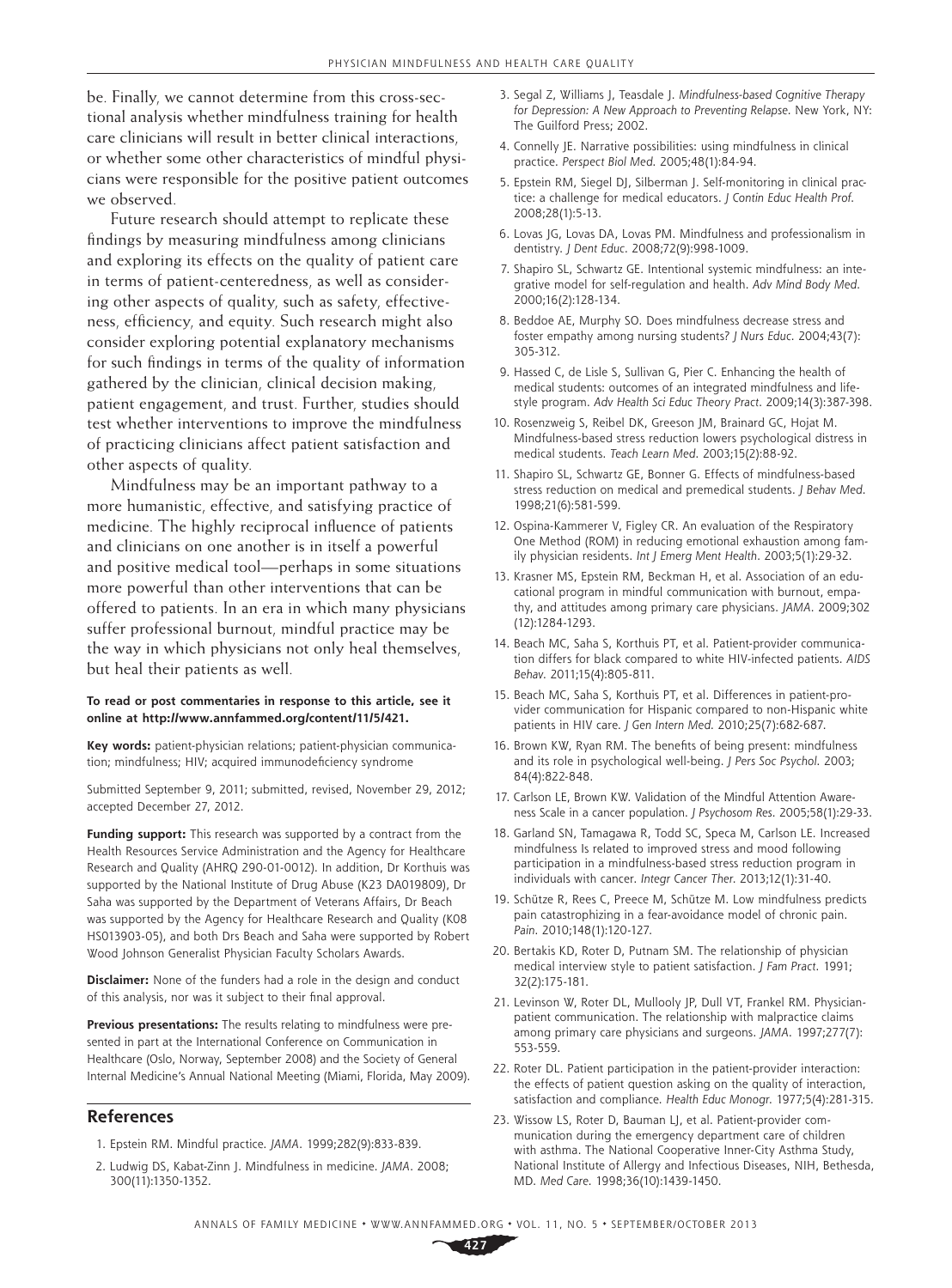be. Finally, we cannot determine from this cross-sectional analysis whether mindfulness training for health care clinicians will result in better clinical interactions, or whether some other characteristics of mindful physicians were responsible for the positive patient outcomes we observed.

Future research should attempt to replicate these findings by measuring mindfulness among clinicians and exploring its effects on the quality of patient care in terms of patient-centeredness, as well as considering other aspects of quality, such as safety, effectiveness, efficiency, and equity. Such research might also consider exploring potential explanatory mechanisms for such findings in terms of the quality of information gathered by the clinician, clinical decision making, patient engagement, and trust. Further, studies should test whether interventions to improve the mindfulness of practicing clinicians affect patient satisfaction and other aspects of quality.

Mindfulness may be an important pathway to a more humanistic, effective, and satisfying practice of medicine. The highly reciprocal influence of patients and clinicians on one another is in itself a powerful and positive medical tool—perhaps in some situations more powerful than other interventions that can be offered to patients. In an era in which many physicians suffer professional burnout, mindful practice may be the way in which physicians not only heal themselves, but heal their patients as well.

**To read or post commentaries in response to this article, see it online at http://www.annfammed.org/content/11/5/421.**

**Key words:** patient-physician relations; patient-physician communication; mindfulness; HIV; acquired immunodeficiency syndrome

Submitted September 9, 2011; submitted, revised, November 29, 2012; accepted December 27, 2012.

**Funding support:** This research was supported by a contract from the Health Resources Service Administration and the Agency for Healthcare Research and Quality (AHRQ 290-01-0012). In addition, Dr Korthuis was supported by the National Institute of Drug Abuse (K23 DA019809), Dr Saha was supported by the Department of Veterans Affairs, Dr Beach was supported by the Agency for Healthcare Research and Quality (K08 HS013903-05), and both Drs Beach and Saha were supported by Robert Wood Johnson Generalist Physician Faculty Scholars Awards.

**Disclaimer:** None of the funders had a role in the design and conduct of this analysis, nor was it subject to their final approval.

**Previous presentations:** The results relating to mindfulness were presented in part at the International Conference on Communication in Healthcare (Oslo, Norway, September 2008) and the Society of General Internal Medicine's Annual National Meeting (Miami, Florida, May 2009).

## References

1. Epstein RM. Mindful practice. *JAMA*. 1999;282(9):833-839.
2. Ludwig DS, Kabat-Zinn J. Mindfulness in medicine. *JAMA*. 2008; 300(11):1350-1352.
3. Segal Z, Williams J, Teasdale J. *Mindfulness-based Cognitive Therapy for Depression: A New Approach to Preventing Relapse*. New York, NY: The Guilford Press; 2002.
4. Connelly JE. Narrative possibilities: using mindfulness in clinical practice. *Perspect Biol Med*. 2005;48(1):84-94.
5. Epstein RM, Siegel DJ, Silberman J. Self-monitoring in clinical practice: a challenge for medical educators. *J Contin Educ Health Prof*. 2008;28(1):5-13.
6. Lovas JG, Lovas DA, Lovas PM. Mindfulness and professionalism in dentistry. *J Dent Educ*. 2008;72(9):998-1009.
7. Shapiro SL, Schwartz GE. Intentional systemic mindfulness: an integrative model for self-regulation and health. *Adv Mind Body Med*. 2000;16(2):128-134.
8. Beddoe AE, Murphy SO. Does mindfulness decrease stress and foster empathy among nursing students? *J Nurs Educ*. 2004;43(7): 305-312.
9. Hassed C, de Lisle S, Sullivan G, Pier C. Enhancing the health of medical students: outcomes of an integrated mindfulness and lifestyle program. *Adv Health Sci Educ Theory Pract*. 2009;14(3):387-398.
10. Rosenzweig S, Reibel DK, Greeson JM, Brainard GC, Hojat M. Mindfulness-based stress reduction lowers psychological distress in medical students. *Teach Learn Med*. 2003;15(2):88-92.
11. Shapiro SL, Schwartz GE, Bonner G. Effects of mindfulness-based stress reduction on medical and premedical students. *J Behav Med*. 1998;21(6):581-599.
12. Ospina-Kammerer V, Figley CR. An evaluation of the Respiratory One Method (ROM) in reducing emotional exhaustion among family physician residents. *Int J Emerg Ment Health*. 2003;5(1):29-32.
13. Krasner MS, Epstein RM, Beckman H, et al. Association of an educational program in mindful communication with burnout, empathy, and attitudes among primary care physicians. *JAMA*. 2009;302 (12):1284-1293.
14. Beach MC, Saha S, Korthuis PT, et al. Patient-provider communication differs for black compared to white HIV-infected patients. *AIDS Behav*. 2011;15(4):805-811.
15. Beach MC, Saha S, Korthuis PT, et al. Differences in patient-provider communication for Hispanic compared to non-Hispanic white patients in HIV care. *J Gen Intern Med*. 2010;25(7):682-687.
16. Brown KW, Ryan RM. The benefits of being present: mindfulness and its role in psychological well-being. *J Pers Soc Psychol*. 2003; 84(4):822-848.
17. Carlson LE, Brown KW. Validation of the Mindful Attention Awareness Scale in a cancer population. *J Psychosom Res*. 2005;58(1):29-33.
18. Garland SN, Tamagawa R, Todd SC, Speca M, Carlson LE. Increased mindfulness Is related to improved stress and mood following participation in a mindfulness-based stress reduction program in individuals with cancer. *Integr Cancer Ther*. 2013;12(1):31-40.
19. Schütze R, Rees C, Preece M, Schütze M. Low mindfulness predicts pain catastrophizing in a fear-avoidance model of chronic pain. *Pain*. 2010;148(1):120-127.
20. Bertakis KD, Roter D, Putnam SM. The relationship of physician medical interview style to patient satisfaction. *J Fam Pract*. 1991; 32(2):175-181.
21. Levinson W, Roter DL, Mullooly JP, Dull VT, Frankel RM. Physician-patient communication. The relationship with malpractice claims among primary care physicians and surgeons. *JAMA*. 1997;277(7): 553-559.
22. Roter DL. Patient participation in the patient-provider interaction: the effects of patient question asking on the quality of interaction, satisfaction and compliance. *Health Educ Monogr*. 1977;5(4):281-315.
23. Wissow LS, Roter D, Bauman LJ, et al. Patient-provider communication during the emergency department care of children with asthma. The National Cooperative Inner-City Asthma Study, National Institute of Allergy and Infectious Diseases, NIH, Bethesda, MD. *Med Care*. 1998;36(10):1439-1450.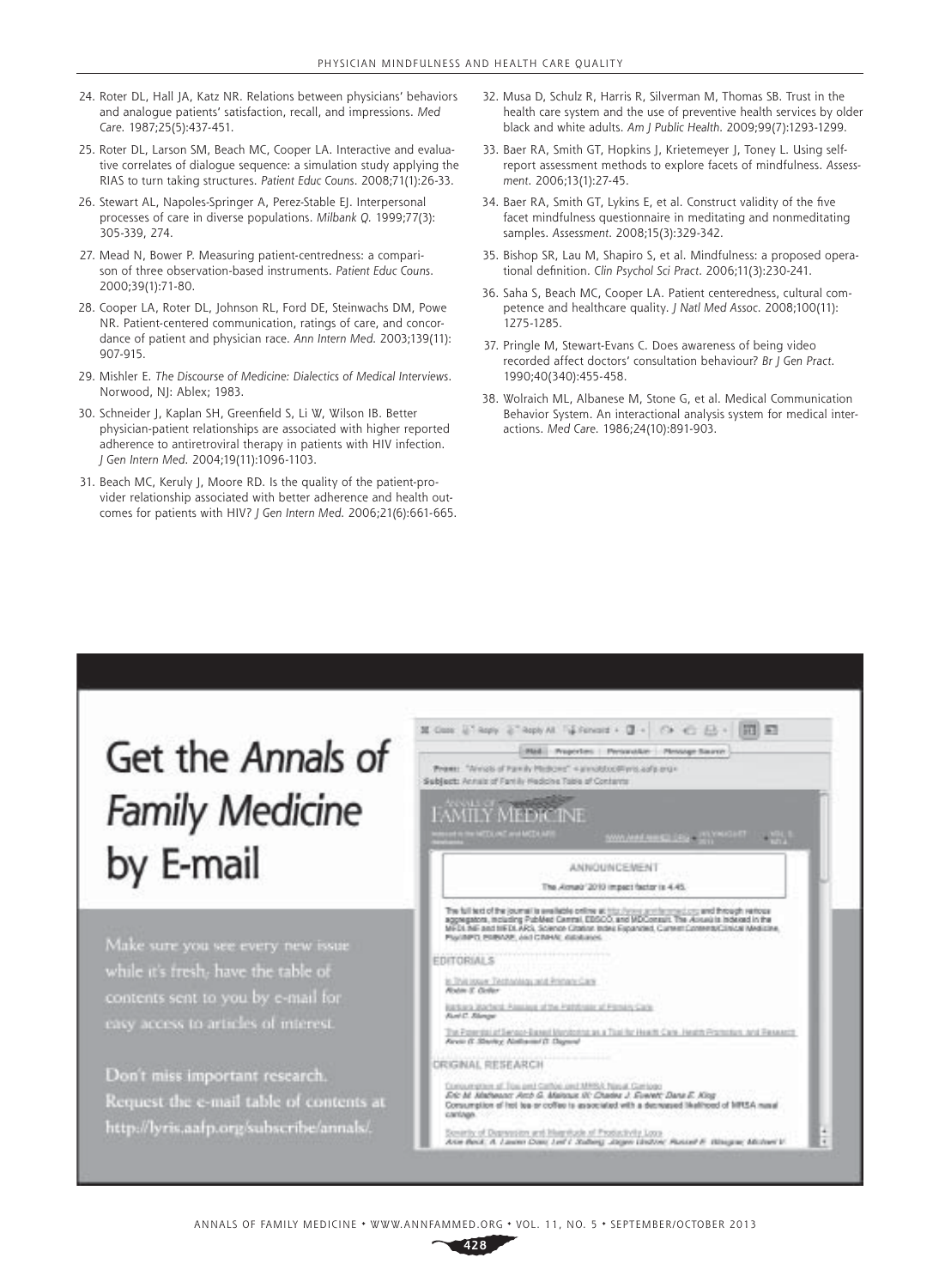24. Roter DL, Hall JA, Katz NR. Relations between physicians' behaviors and analogue patients' satisfaction, recall, and impressions. *Med Care.* 1987;25(5):437-451.

25. Roter DL, Larson SM, Beach MC, Cooper LA. Interactive and evaluative correlates of dialogue sequence: a simulation study applying the RIAS to turn taking structures. *Patient Educ Couns.* 2008;71(1):26-33.

26. Stewart AL, Napoles-Springer A, Perez-Stable EJ. Interpersonal processes of care in diverse populations. *Milbank Q.* 1999;77(3): 305-339, 274.

27. Mead N, Bower P. Measuring patient-centredness: a comparison of three observation-based instruments. *Patient Educ Couns.* 2000;39(1):71-80.

28. Cooper LA, Roter DL, Johnson RL, Ford DE, Steinwachs DM, Powe NR. Patient-centered communication, ratings of care, and concordance of patient and physician race. *Ann Intern Med.* 2003;139(11): 907-915.

29. Mishler E. *The Discourse of Medicine: Dialectics of Medical Interviews.* Norwood, NJ: Ablex; 1983.

30. Schneider J, Kaplan SH, Greenfield S, Li W, Wilson IB. Better physician-patient relationships are associated with higher reported adherence to antiretroviral therapy in patients with HIV infection. *J Gen Intern Med.* 2004;19(11):1096-1103.

31. Beach MC, Keruly J, Moore RD. Is the quality of the patient-provider relationship associated with better adherence and health outcomes for patients with HIV? *J Gen Intern Med.* 2006;21(6):661-665.

32. Musa D, Schulz R, Harris R, Silverman M, Thomas SB. Trust in the health care system and the use of preventive health services by older black and white adults. *Am J Public Health.* 2009;99(7):1293-1299.

33. Baer RA, Smith GT, Hopkins J, Krietemeyer J, Toney L. Using self-report assessment methods to explore facets of mindfulness. *Assessment.* 2006;13(1):27-45.

34. Baer RA, Smith GT, Lykins E, et al. Construct validity of the five facet mindfulness questionnaire in meditating and nonmeditating samples. *Assessment.* 2008;15(3):329-342.

35. Bishop SR, Lau M, Shapiro S, et al. Mindfulness: a proposed operational definition. *Clin Psychol Sci Pract.* 2006;11(3):230-241.

36. Saha S, Beach MC, Cooper LA. Patient centeredness, cultural competence and healthcare quality. *J Natl Med Assoc.* 2008;100(11): 1275-1285.

37. Pringle M, Stewart-Evans C. Does awareness of being video recorded affect doctors' consultation behaviour? *Br J Gen Pract.* 1990;40(340):455-458.

38. Wolraich ML, Albanese M, Stone G, et al. Medical Communication Behavior System. An interactional analysis system for medical interactions. *Med Care.* 1986;24(10):891-903.

# Get the *Annals of Family Medicine* by E-mail

Make sure you see every new issue while it's fresh; have the table of contents sent to you by e-mail for easy access to articles of interest.

Don't miss important research. Request the e-mail table of contents at http://lyris.aafp.org/subscribe/annals/.